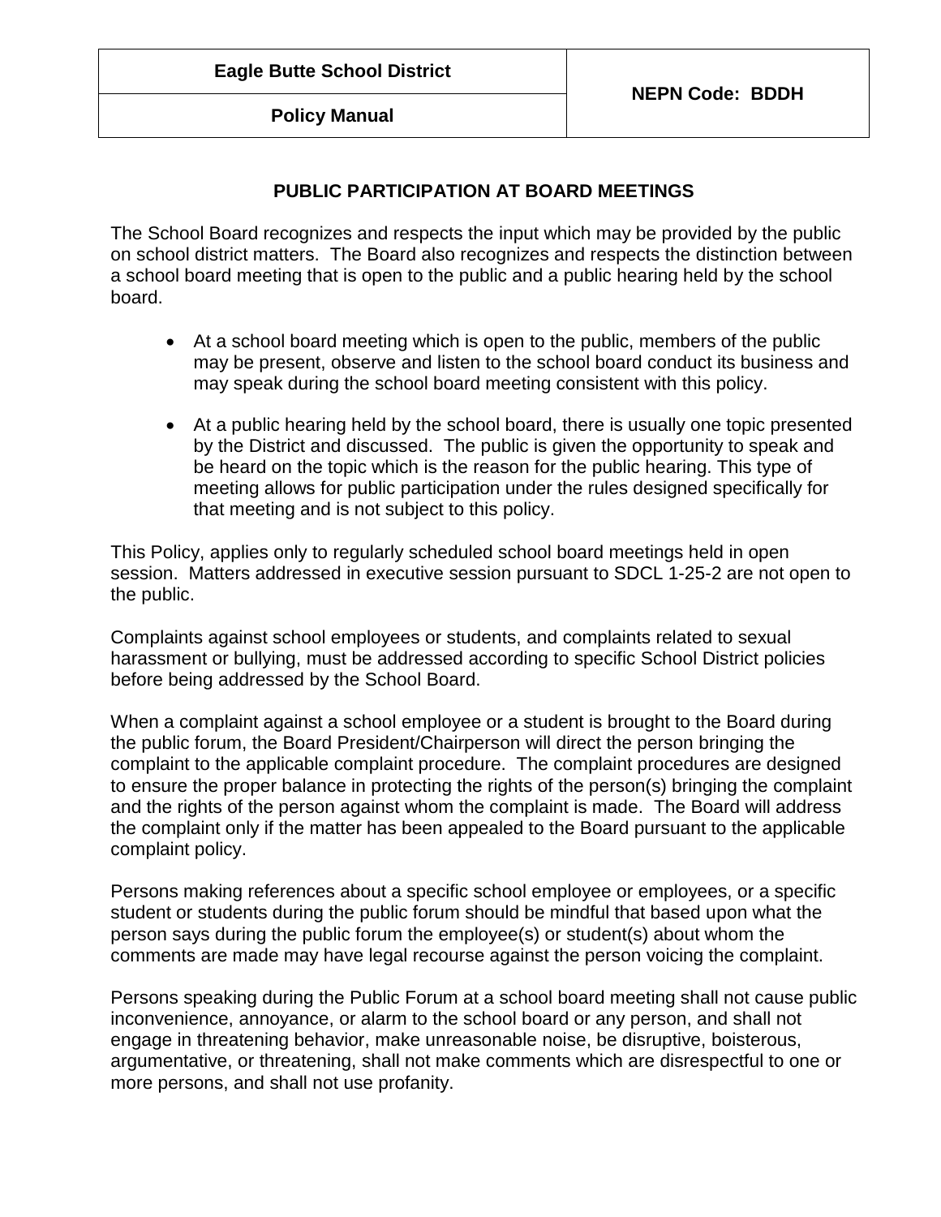| Eagle Butte School District | NEPN Code: BDDH |
| --- | --- |
| Policy Manual | |

# PUBLIC PARTICIPATION AT BOARD MEETINGS

The School Board recognizes and respects the input which may be provided by the public on school district matters. The Board also recognizes and respects the distinction between a school board meeting that is open to the public and a public hearing held by the school board.

- At a school board meeting which is open to the public, members of the public may be present, observe and listen to the school board conduct its business and may speak during the school board meeting consistent with this policy.
- At a public hearing held by the school board, there is usually one topic presented by the District and discussed. The public is given the opportunity to speak and be heard on the topic which is the reason for the public hearing. This type of meeting allows for public participation under the rules designed specifically for that meeting and is not subject to this policy.

This Policy, applies only to regularly scheduled school board meetings held in open session. Matters addressed in executive session pursuant to SDCL 1-25-2 are not open to the public.

Complaints against school employees or students, and complaints related to sexual harassment or bullying, must be addressed according to specific School District policies before being addressed by the School Board.

When a complaint against a school employee or a student is brought to the Board during the public forum, the Board President/Chairperson will direct the person bringing the complaint to the applicable complaint procedure. The complaint procedures are designed to ensure the proper balance in protecting the rights of the person(s) bringing the complaint and the rights of the person against whom the complaint is made. The Board will address the complaint only if the matter has been appealed to the Board pursuant to the applicable complaint policy.

Persons making references about a specific school employee or employees, or a specific student or students during the public forum should be mindful that based upon what the person says during the public forum the employee(s) or student(s) about whom the comments are made may have legal recourse against the person voicing the complaint.

Persons speaking during the Public Forum at a school board meeting shall not cause public inconvenience, annoyance, or alarm to the school board or any person, and shall not engage in threatening behavior, make unreasonable noise, be disruptive, boisterous, argumentative, or threatening, shall not make comments which are disrespectful to one or more persons, and shall not use profanity.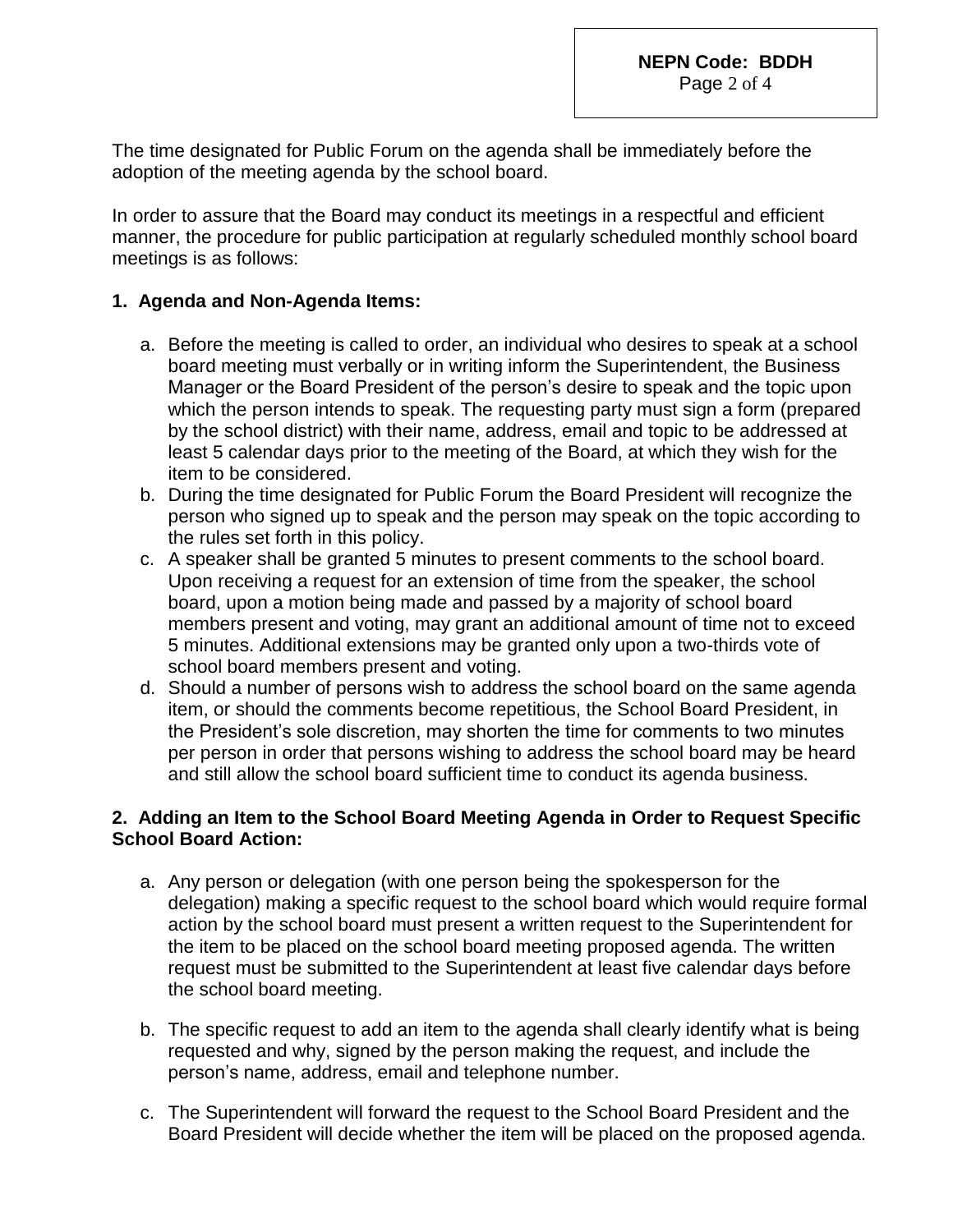The time designated for Public Forum on the agenda shall be immediately before the adoption of the meeting agenda by the school board.

In order to assure that the Board may conduct its meetings in a respectful and efficient manner, the procedure for public participation at regularly scheduled monthly school board meetings is as follows:

**1. Agenda and Non-Agenda Items:**

a. Before the meeting is called to order, an individual who desires to speak at a school board meeting must verbally or in writing inform the Superintendent, the Business Manager or the Board President of the person's desire to speak and the topic upon which the person intends to speak. The requesting party must sign a form (prepared by the school district) with their name, address, email and topic to be addressed at least 5 calendar days prior to the meeting of the Board, at which they wish for the item to be considered.

b. During the time designated for Public Forum the Board President will recognize the person who signed up to speak and the person may speak on the topic according to the rules set forth in this policy.

c. A speaker shall be granted 5 minutes to present comments to the school board. Upon receiving a request for an extension of time from the speaker, the school board, upon a motion being made and passed by a majority of school board members present and voting, may grant an additional amount of time not to exceed 5 minutes. Additional extensions may be granted only upon a two-thirds vote of school board members present and voting.

d. Should a number of persons wish to address the school board on the same agenda item, or should the comments become repetitious, the School Board President, in the President's sole discretion, may shorten the time for comments to two minutes per person in order that persons wishing to address the school board may be heard and still allow the school board sufficient time to conduct its agenda business.

**2. Adding an Item to the School Board Meeting Agenda in Order to Request Specific School Board Action:**

a. Any person or delegation (with one person being the spokesperson for the delegation) making a specific request to the school board which would require formal action by the school board must present a written request to the Superintendent for the item to be placed on the school board meeting proposed agenda. The written request must be submitted to the Superintendent at least five calendar days before the school board meeting.

b. The specific request to add an item to the agenda shall clearly identify what is being requested and why, signed by the person making the request, and include the person's name, address, email and telephone number.

c. The Superintendent will forward the request to the School Board President and the Board President will decide whether the item will be placed on the proposed agenda.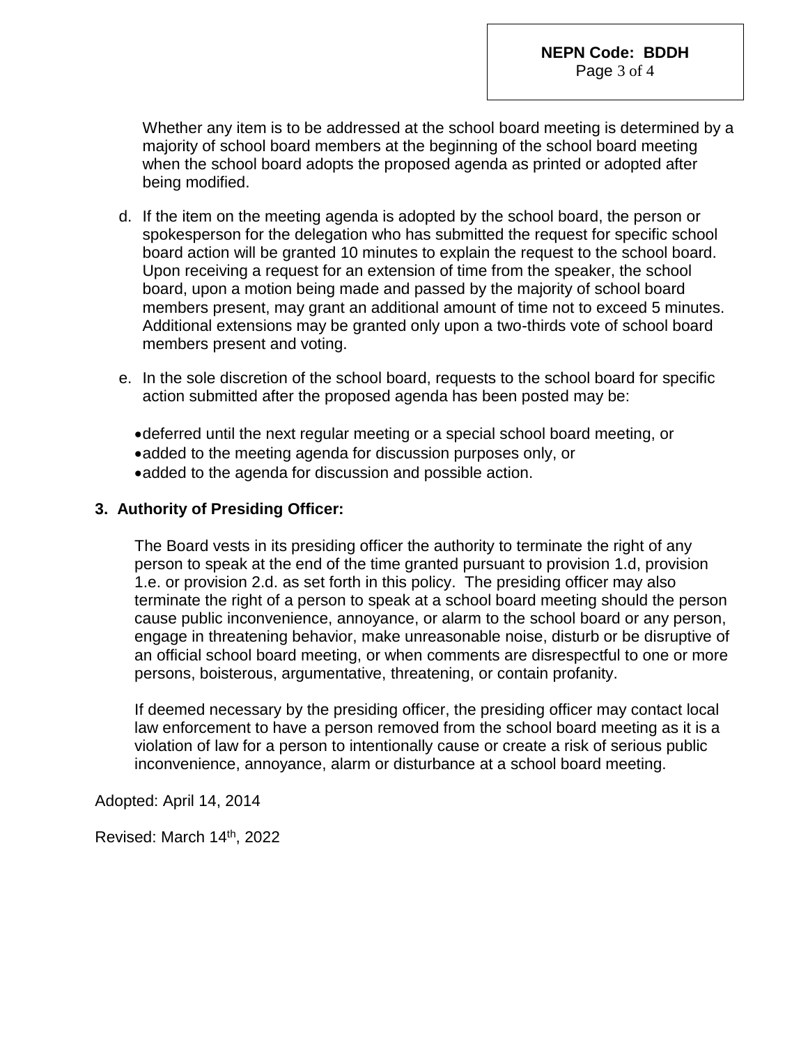Whether any item is to be addressed at the school board meeting is determined by a majority of school board members at the beginning of the school board meeting when the school board adopts the proposed agenda as printed or adopted after being modified.

d. If the item on the meeting agenda is adopted by the school board, the person or spokesperson for the delegation who has submitted the request for specific school board action will be granted 10 minutes to explain the request to the school board. Upon receiving a request for an extension of time from the speaker, the school board, upon a motion being made and passed by the majority of school board members present, may grant an additional amount of time not to exceed 5 minutes. Additional extensions may be granted only upon a two-thirds vote of school board members present and voting.

e. In the sole discretion of the school board, requests to the school board for specific action submitted after the proposed agenda has been posted may be:

- deferred until the next regular meeting or a special school board meeting, or
- added to the meeting agenda for discussion purposes only, or
- added to the agenda for discussion and possible action.

**3. Authority of Presiding Officer:**

The Board vests in its presiding officer the authority to terminate the right of any person to speak at the end of the time granted pursuant to provision 1.d, provision 1.e. or provision 2.d. as set forth in this policy. The presiding officer may also terminate the right of a person to speak at a school board meeting should the person cause public inconvenience, annoyance, or alarm to the school board or any person, engage in threatening behavior, make unreasonable noise, disturb or be disruptive of an official school board meeting, or when comments are disrespectful to one or more persons, boisterous, argumentative, threatening, or contain profanity.

If deemed necessary by the presiding officer, the presiding officer may contact local law enforcement to have a person removed from the school board meeting as it is a violation of law for a person to intentionally cause or create a risk of serious public inconvenience, annoyance, alarm or disturbance at a school board meeting.

Adopted: April 14, 2014

Revised: March 14th, 2022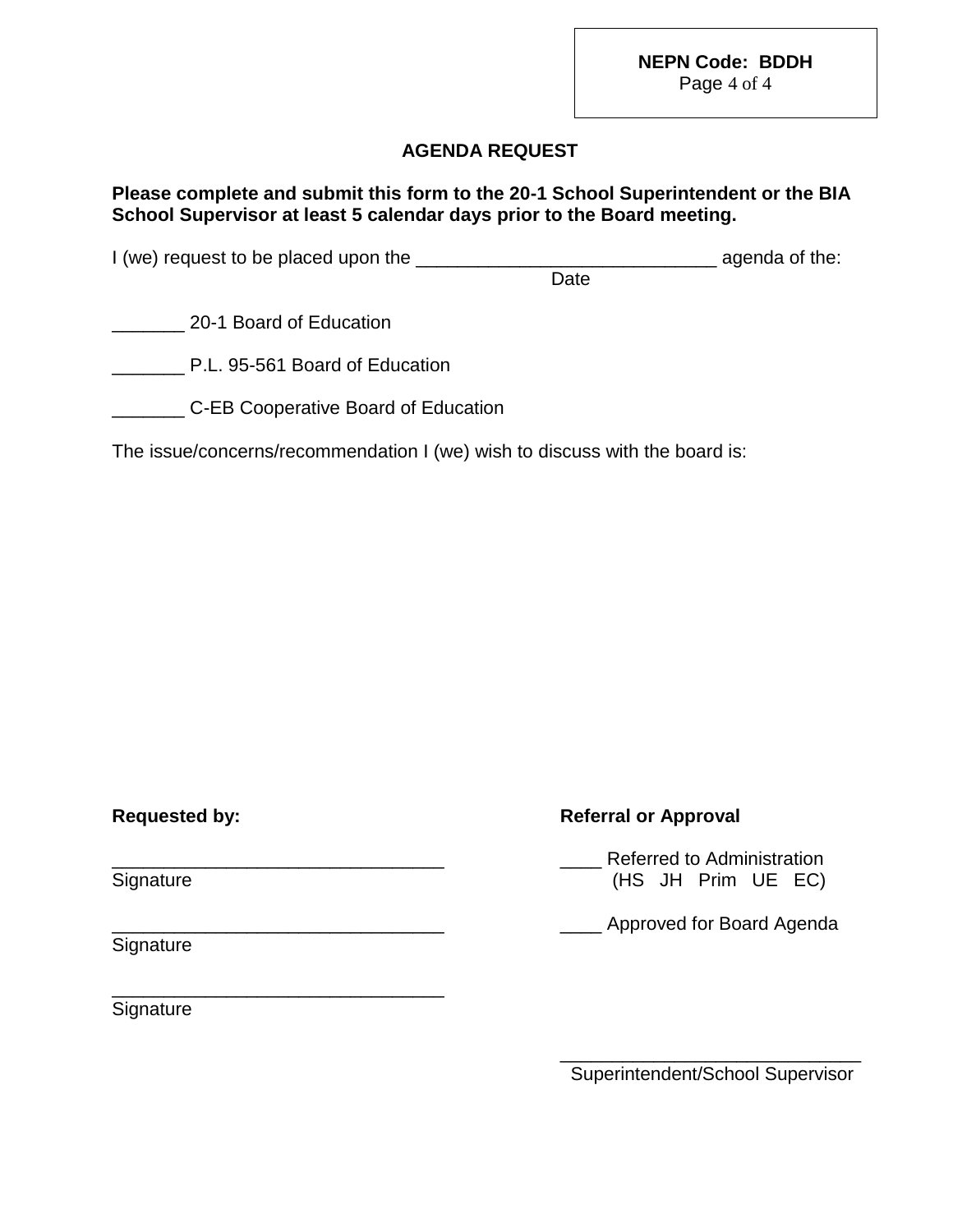**NEPN Code: BDDH**

## AGENDA REQUEST

**Please complete and submit this form to the 20-1 School Superintendent or the BIA School Supervisor at least 5 calendar days prior to the Board meeting.**

I (we) request to be placed upon the ____________________________ agenda of the:
Date

_______ 20-1 Board of Education

_______ P.L. 95-561 Board of Education

_______ C-EB Cooperative Board of Education

The issue/concerns/recommendation I (we) wish to discuss with the board is:

**Requested by:**

________________________________
Signature

________________________________
Signature

________________________________
Signature

**Referral or Approval**

____ Referred to Administration
(HS JH Prim UE EC)

____ Approved for Board Agenda

_____________________________
Superintendent/School Supervisor